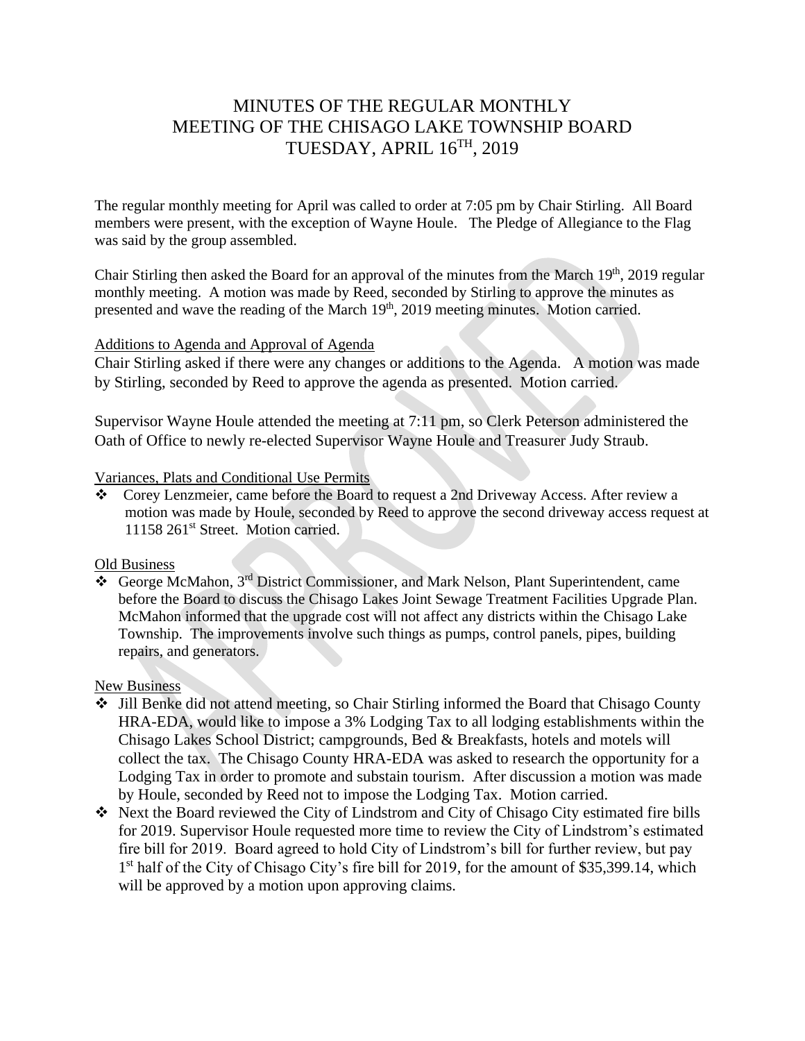# MINUTES OF THE REGULAR MONTHLY MEETING OF THE CHISAGO LAKE TOWNSHIP BOARD TUESDAY, APRIL 16TH, 2019

The regular monthly meeting for April was called to order at 7:05 pm by Chair Stirling. All Board members were present, with the exception of Wayne Houle. The Pledge of Allegiance to the Flag was said by the group assembled.

Chair Stirling then asked the Board for an approval of the minutes from the March 19th, 2019 regular monthly meeting. A motion was made by Reed, seconded by Stirling to approve the minutes as presented and wave the reading of the March 19th, 2019 meeting minutes. Motion carried.

Additions to Agenda and Approval of Agenda

Chair Stirling asked if there were any changes or additions to the Agenda. A motion was made by Stirling, seconded by Reed to approve the agenda as presented. Motion carried.

Supervisor Wayne Houle attended the meeting at 7:11 pm, so Clerk Peterson administered the Oath of Office to newly re-elected Supervisor Wayne Houle and Treasurer Judy Straub.

Variances, Plats and Conditional Use Permits

- Corey Lenzmeier, came before the Board to request a 2nd Driveway Access. After review a motion was made by Houle, seconded by Reed to approve the second driveway access request at 11158 261st Street. Motion carried.

Old Business

- George McMahon, 3rd District Commissioner, and Mark Nelson, Plant Superintendent, came before the Board to discuss the Chisago Lakes Joint Sewage Treatment Facilities Upgrade Plan. McMahon informed that the upgrade cost will not affect any districts within the Chisago Lake Township. The improvements involve such things as pumps, control panels, pipes, building repairs, and generators.

New Business

- Jill Benke did not attend meeting, so Chair Stirling informed the Board that Chisago County HRA-EDA, would like to impose a 3% Lodging Tax to all lodging establishments within the Chisago Lakes School District; campgrounds, Bed & Breakfasts, hotels and motels will collect the tax. The Chisago County HRA-EDA was asked to research the opportunity for a Lodging Tax in order to promote and substain tourism. After discussion a motion was made by Houle, seconded by Reed not to impose the Lodging Tax. Motion carried.
- Next the Board reviewed the City of Lindstrom and City of Chisago City estimated fire bills for 2019. Supervisor Houle requested more time to review the City of Lindstrom's estimated fire bill for 2019. Board agreed to hold City of Lindstrom's bill for further review, but pay 1st half of the City of Chisago City's fire bill for 2019, for the amount of $35,399.14, which will be approved by a motion upon approving claims.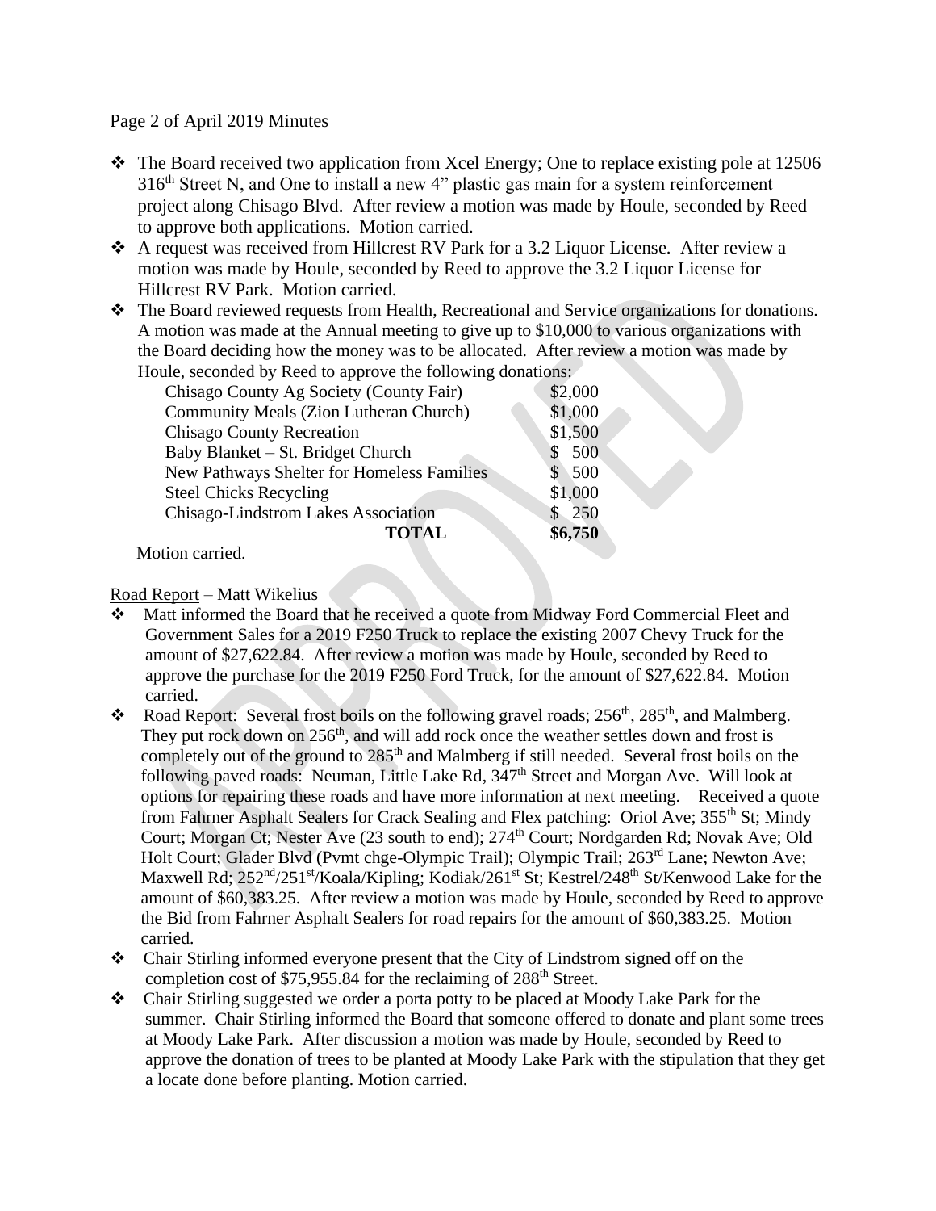Page 2 of April 2019 Minutes

- The Board received two application from Xcel Energy; One to replace existing pole at 12506 316th Street N, and One to install a new 4" plastic gas main for a system reinforcement project along Chisago Blvd. After review a motion was made by Houle, seconded by Reed to approve both applications. Motion carried.
- A request was received from Hillcrest RV Park for a 3.2 Liquor License. After review a motion was made by Houle, seconded by Reed to approve the 3.2 Liquor License for Hillcrest RV Park. Motion carried.
- The Board reviewed requests from Health, Recreational and Service organizations for donations. A motion was made at the Annual meeting to give up to $10,000 to various organizations with the Board deciding how the money was to be allocated. After review a motion was made by Houle, seconded by Reed to approve the following donations:

| | |
|---|---|
| Chisago County Ag Society (County Fair) | $2,000 |
| Community Meals (Zion Lutheran Church) | $1,000 |
| Chisago County Recreation | $1,500 |
| Baby Blanket – St. Bridget Church | $ 500 |
| New Pathways Shelter for Homeless Families | $ 500 |
| Steel Chicks Recycling | $1,000 |
| Chisago-Lindstrom Lakes Association | $ 250 |
| **TOTAL** | **$6,750** |

Motion carried.

Road Report – Matt Wikelius

- Matt informed the Board that he received a quote from Midway Ford Commercial Fleet and Government Sales for a 2019 F250 Truck to replace the existing 2007 Chevy Truck for the amount of $27,622.84. After review a motion was made by Houle, seconded by Reed to approve the purchase for the 2019 F250 Ford Truck, for the amount of $27,622.84. Motion carried.
- Road Report: Several frost boils on the following gravel roads; 256th, 285th, and Malmberg. They put rock down on 256th, and will add rock once the weather settles down and frost is completely out of the ground to 285th and Malmberg if still needed. Several frost boils on the following paved roads: Neuman, Little Lake Rd, 347th Street and Morgan Ave. Will look at options for repairing these roads and have more information at next meeting. Received a quote from Fahrner Asphalt Sealers for Crack Sealing and Flex patching: Oriol Ave; 355th St; Mindy Court; Morgan Ct; Nester Ave (23 south to end); 274th Court; Nordgarden Rd; Novak Ave; Old Holt Court; Glader Blvd (Pvmt chge-Olympic Trail); Olympic Trail; 263rd Lane; Newton Ave; Maxwell Rd; 252nd/251st/Koala/Kipling; Kodiak/261st St; Kestrel/248th St/Kenwood Lake for the amount of $60,383.25. After review a motion was made by Houle, seconded by Reed to approve the Bid from Fahrner Asphalt Sealers for road repairs for the amount of $60,383.25. Motion carried.
- Chair Stirling informed everyone present that the City of Lindstrom signed off on the completion cost of $75,955.84 for the reclaiming of 288th Street.
- Chair Stirling suggested we order a porta potty to be placed at Moody Lake Park for the summer. Chair Stirling informed the Board that someone offered to donate and plant some trees at Moody Lake Park. After discussion a motion was made by Houle, seconded by Reed to approve the donation of trees to be planted at Moody Lake Park with the stipulation that they get a locate done before planting. Motion carried.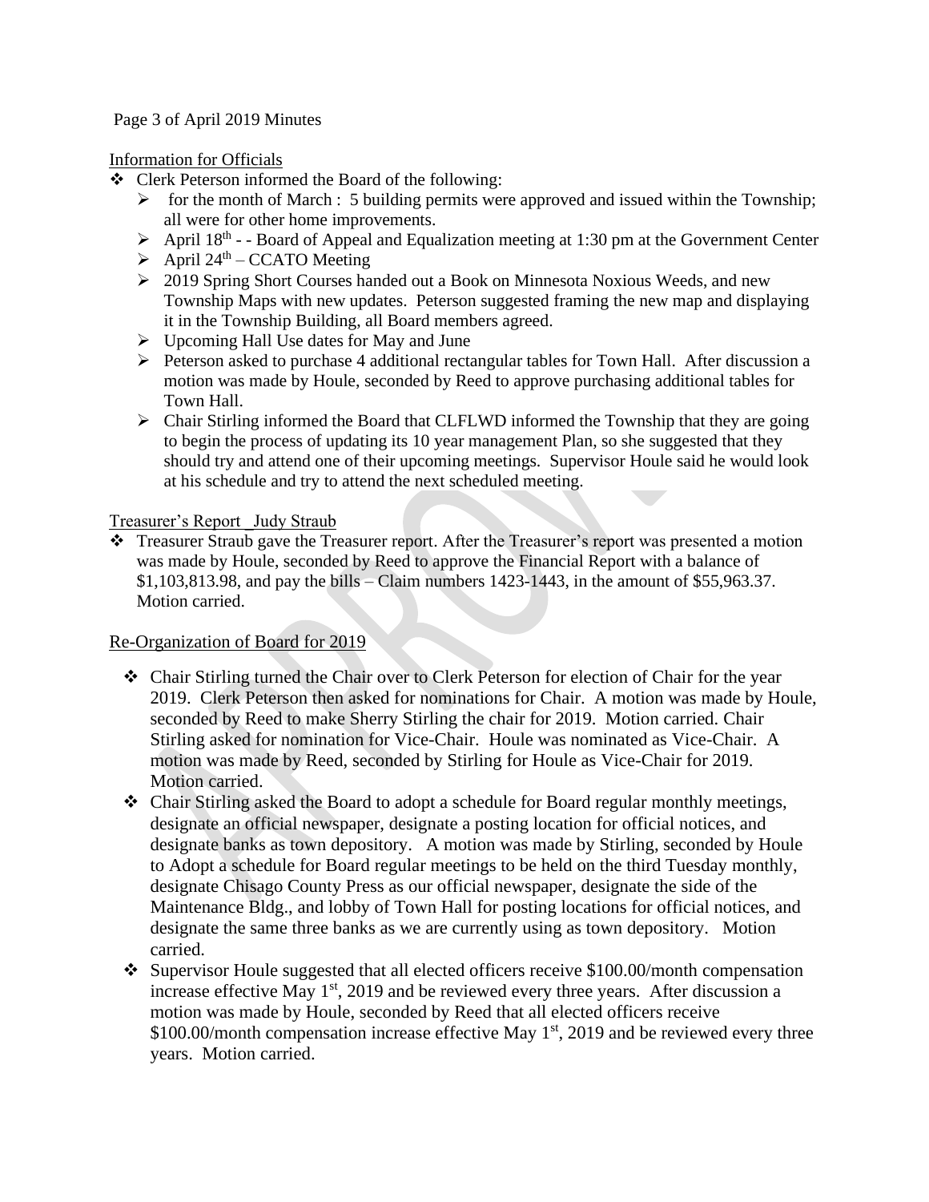Page 3 of April 2019 Minutes

Information for Officials

- Clerk Peterson informed the Board of the following:
  - for the month of March : 5 building permits were approved and issued within the Township; all were for other home improvements.
  - April 18th - - Board of Appeal and Equalization meeting at 1:30 pm at the Government Center
  - April 24th – CCATO Meeting
  - 2019 Spring Short Courses handed out a Book on Minnesota Noxious Weeds, and new Township Maps with new updates. Peterson suggested framing the new map and displaying it in the Township Building, all Board members agreed.
  - Upcoming Hall Use dates for May and June
  - Peterson asked to purchase 4 additional rectangular tables for Town Hall. After discussion a motion was made by Houle, seconded by Reed to approve purchasing additional tables for Town Hall.
  - Chair Stirling informed the Board that CLFLWD informed the Township that they are going to begin the process of updating its 10 year management Plan, so she suggested that they should try and attend one of their upcoming meetings. Supervisor Houle said he would look at his schedule and try to attend the next scheduled meeting.

Treasurer's Report _Judy Straub

- Treasurer Straub gave the Treasurer report. After the Treasurer's report was presented a motion was made by Houle, seconded by Reed to approve the Financial Report with a balance of $1,103,813.98, and pay the bills – Claim numbers 1423-1443, in the amount of $55,963.37. Motion carried.

Re-Organization of Board for 2019

- Chair Stirling turned the Chair over to Clerk Peterson for election of Chair for the year 2019. Clerk Peterson then asked for nominations for Chair. A motion was made by Houle, seconded by Reed to make Sherry Stirling the chair for 2019. Motion carried. Chair Stirling asked for nomination for Vice-Chair. Houle was nominated as Vice-Chair. A motion was made by Reed, seconded by Stirling for Houle as Vice-Chair for 2019. Motion carried.
- Chair Stirling asked the Board to adopt a schedule for Board regular monthly meetings, designate an official newspaper, designate a posting location for official notices, and designate banks as town depository. A motion was made by Stirling, seconded by Houle to Adopt a schedule for Board regular meetings to be held on the third Tuesday monthly, designate Chisago County Press as our official newspaper, designate the side of the Maintenance Bldg., and lobby of Town Hall for posting locations for official notices, and designate the same three banks as we are currently using as town depository. Motion carried.
- Supervisor Houle suggested that all elected officers receive $100.00/month compensation increase effective May 1st, 2019 and be reviewed every three years. After discussion a motion was made by Houle, seconded by Reed that all elected officers receive $100.00/month compensation increase effective May 1st, 2019 and be reviewed every three years. Motion carried.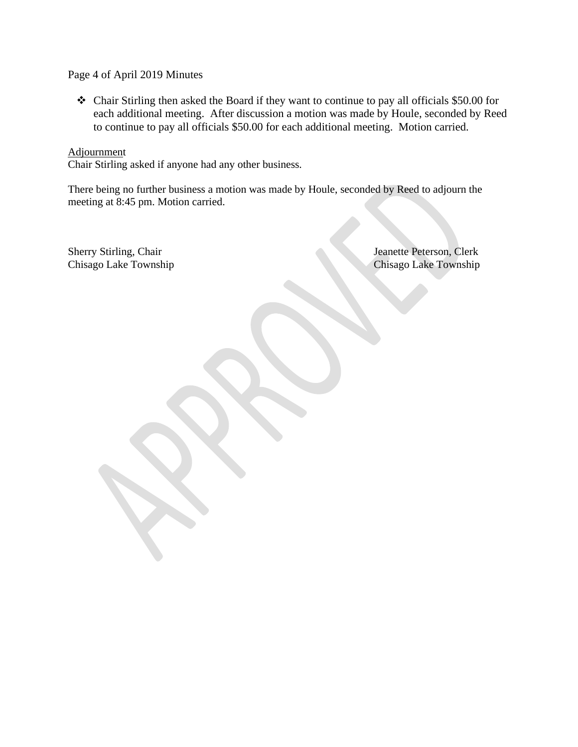Page 4 of April 2019 Minutes

- Chair Stirling then asked the Board if they want to continue to pay all officials $50.00 for each additional meeting. After discussion a motion was made by Houle, seconded by Reed to continue to pay all officials $50.00 for each additional meeting. Motion carried.

<u>Adjournment</u>

Chair Stirling asked if anyone had any other business.

There being no further business a motion was made by Houle, seconded by Reed to adjourn the meeting at 8:45 pm. Motion carried.

Sherry Stirling, Chair
Chisago Lake Township

Jeanette Peterson, Clerk
Chisago Lake Township

APPROVED